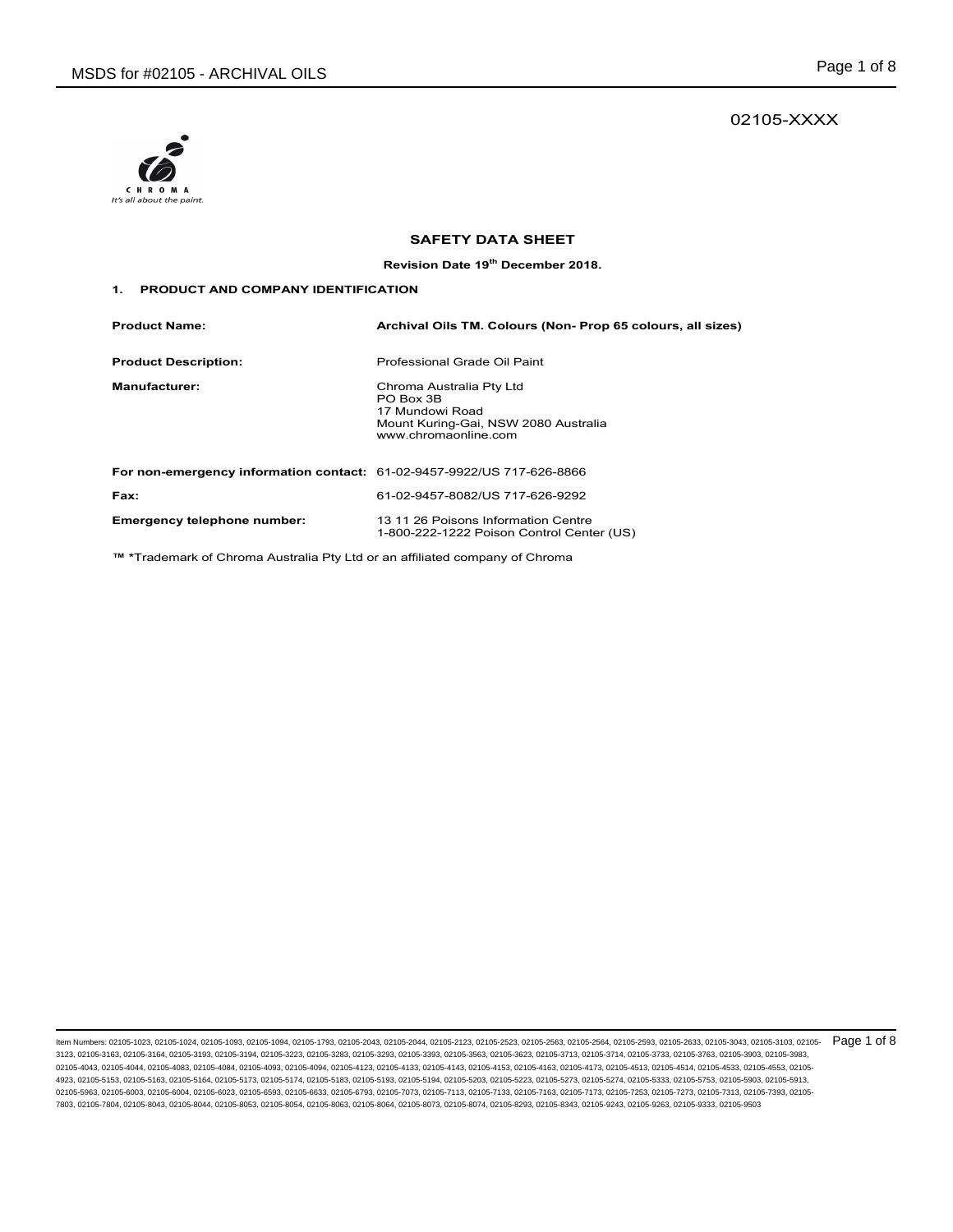02105-XXXX

CHROMA
It's all about the paint.

# SAFETY DATA SHEET

**Revision Date 19th December 2018.**

## 1. PRODUCT AND COMPANY IDENTIFICATION

**Product Name:** **Archival Oils TM. Colours (Non- Prop 65 colours, all sizes)**

**Product Description:** Professional Grade Oil Paint

**Manufacturer:** Chroma Australia Pty Ltd
PO Box 3B
17 Mundowi Road
Mount Kuring-Gai, NSW 2080 Australia
www.chromaonline.com

**For non-emergency information contact:** 61-02-9457-9922/US 717-626-8866

**Fax:** 61-02-9457-8082/US 717-626-9292

**Emergency telephone number:** 13 11 26 Poisons Information Centre
1-800-222-1222 Poison Control Center (US)

**™ ***Trademark of Chroma Australia Pty Ltd or an affiliated company of Chroma

Item Numbers: 02105-1023, 02105-1024, 02105-1093, 02105-1094, 02105-1793, 02105-2043, 02105-2044, 02105-2123, 02105-2523, 02105-2563, 02105-2564, 02105-2593, 02105-2633, 02105-3043, 02105-3103, 02105-3123, 02105-3163, 02105-3164, 02105-3193, 02105-3194, 02105-3223, 02105-3283, 02105-3293, 02105-3393, 02105-3563, 02105-3623, 02105-3713, 02105-3714, 02105-3733, 02105-3763, 02105-3903, 02105-3983, 02105-4043, 02105-4044, 02105-4083, 02105-4084, 02105-4093, 02105-4094, 02105-4123, 02105-4133, 02105-4143, 02105-4153, 02105-4163, 02105-4173, 02105-4513, 02105-4514, 02105-4533, 02105-4553, 02105-4923, 02105-5153, 02105-5163, 02105-5164, 02105-5173, 02105-5174, 02105-5183, 02105-5193, 02105-5194, 02105-5203, 02105-5223, 02105-5273, 02105-5274, 02105-5333, 02105-5753, 02105-5903, 02105-5913, 02105-5963, 02105-6003, 02105-6004, 02105-6023, 02105-6593, 02105-6633, 02105-6793, 02105-7073, 02105-7113, 02105-7133, 02105-7163, 02105-7173, 02105-7253, 02105-7273, 02105-7313, 02105-7393, 02105-7803, 02105-7804, 02105-8043, 02105-8044, 02105-8053, 02105-8054, 02105-8063, 02105-8064, 02105-8073, 02105-8074, 02105-8293, 02105-8343, 02105-9243, 02105-9263, 02105-9333, 02105-9503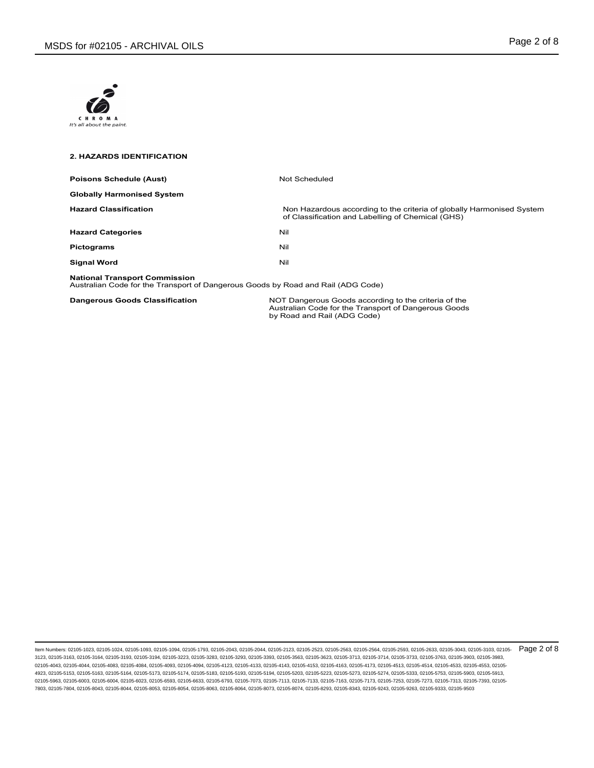## 2. HAZARDS IDENTIFICATION

| | |
|---|---|
| **Poisons Schedule (Aust)** | Not Scheduled |
| **Globally Harmonised System** | |
| **Hazard Classification** | Non Hazardous according to the criteria of globally Harmonised System of Classification and Labelling of Chemical (GHS) |
| **Hazard Categories** | Nil |
| **Pictograms** | Nil |
| **Signal Word** | Nil |

**National Transport Commission**
Australian Code for the Transport of Dangerous Goods by Road and Rail (ADG Code)

| | |
|---|---|
| **Dangerous Goods Classification** | NOT Dangerous Goods according to the criteria of the Australian Code for the Transport of Dangerous Goods by Road and Rail (ADG Code) |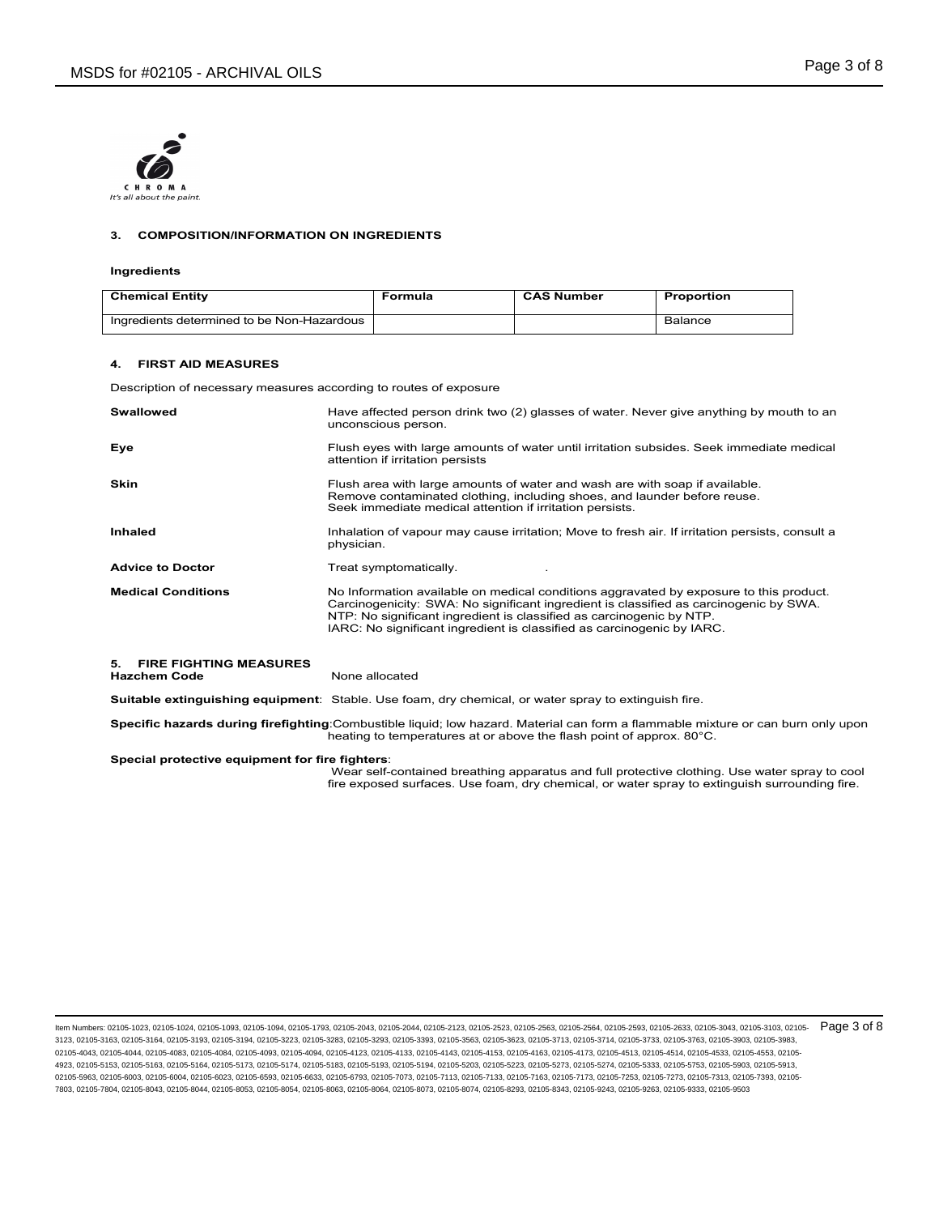## 3. COMPOSITION/INFORMATION ON INGREDIENTS

### Ingredients

| Chemical Entity | Formula | CAS Number | Proportion |
| --- | --- | --- | --- |
| Ingredients determined to be Non-Hazardous | | | Balance |

## 4. FIRST AID MEASURES

Description of necessary measures according to routes of exposure

**Swallowed**
Have affected person drink two (2) glasses of water. Never give anything by mouth to an unconscious person.

**Eye**
Flush eyes with large amounts of water until irritation subsides. Seek immediate medical attention if irritation persists

**Skin**
Flush area with large amounts of water and wash are with soap if available.
Remove contaminated clothing, including shoes, and launder before reuse.
Seek immediate medical attention if irritation persists.

**Inhaled**
Inhalation of vapour may cause irritation; Move to fresh air. If irritation persists, consult a physician.

**Advice to Doctor**
Treat symptomatically.

**Medical Conditions**
No Information available on medical conditions aggravated by exposure to this product.
Carcinogenicity: SWA: No significant ingredient is classified as carcinogenic by SWA.
NTP: No significant ingredient is classified as carcinogenic by NTP.
IARC: No significant ingredient is classified as carcinogenic by IARC.

## 5. FIRE FIGHTING MEASURES

**Hazchem Code** None allocated

**Suitable extinguishing equipment**: Stable. Use foam, dry chemical, or water spray to extinguish fire.

**Specific hazards during firefighting**: Combustible liquid; low hazard. Material can form a flammable mixture or can burn only upon heating to temperatures at or above the flash point of approx. 80°C.

**Special protective equipment for fire fighters**:
Wear self-contained breathing apparatus and full protective clothing. Use water spray to cool fire exposed surfaces. Use foam, dry chemical, or water spray to extinguish surrounding fire.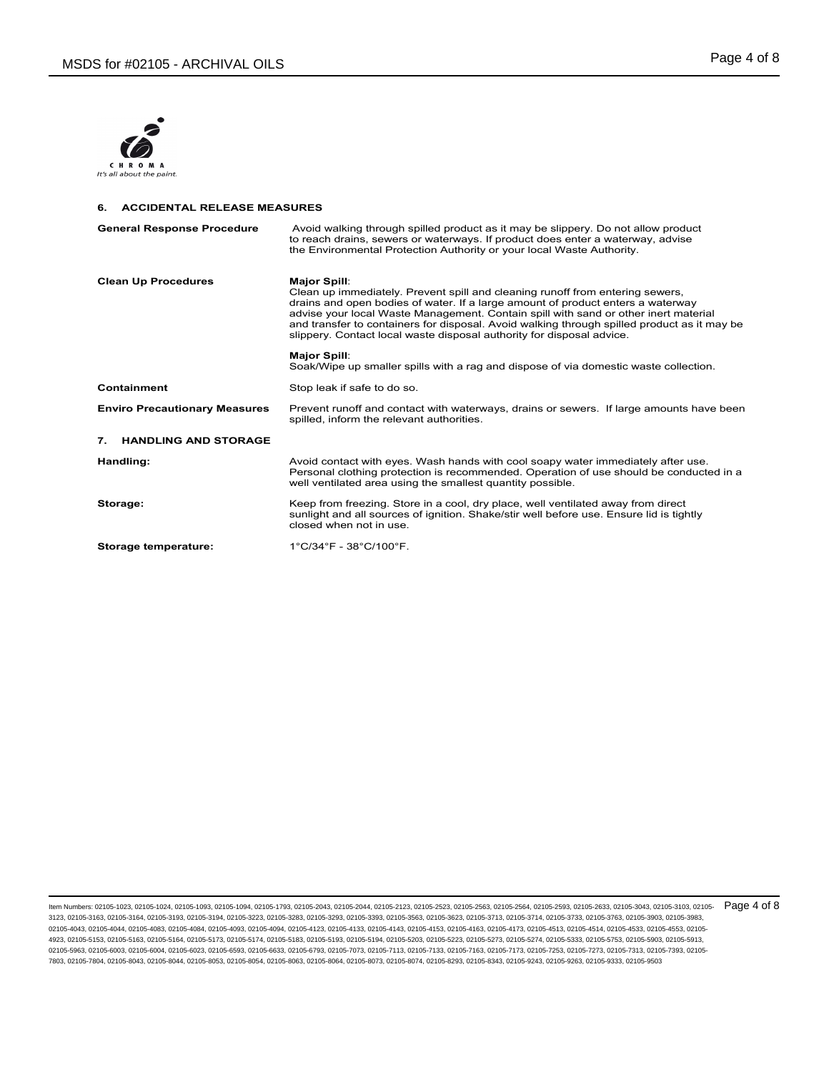## 6. ACCIDENTAL RELEASE MEASURES

| | |
|---|---|
| **General Response Procedure** | Avoid walking through spilled product as it may be slippery. Do not allow product to reach drains, sewers or waterways. If product does enter a waterway, advise the Environmental Protection Authority or your local Waste Authority. |
| **Clean Up Procedures** | **Major Spill**: Clean up immediately. Prevent spill and cleaning runoff from entering sewers, drains and open bodies of water. If a large amount of product enters a waterway advise your local Waste Management. Contain spill with sand or other inert material and transfer to containers for disposal. Avoid walking through spilled product as it may be slippery. Contact local waste disposal authority for disposal advice.<br><br>**Major Spill**: Soak/Wipe up smaller spills with a rag and dispose of via domestic waste collection. |
| **Containment** | Stop leak if safe to do so. |
| **Enviro Precautionary Measures** | Prevent runoff and contact with waterways, drains or sewers. If large amounts have been spilled, inform the relevant authorities. |

## 7. HANDLING AND STORAGE

| | |
|---|---|
| **Handling:** | Avoid contact with eyes. Wash hands with cool soapy water immediately after use. Personal clothing protection is recommended. Operation of use should be conducted in a well ventilated area using the smallest quantity possible. |
| **Storage:** | Keep from freezing. Store in a cool, dry place, well ventilated away from direct sunlight and all sources of ignition. Shake/stir well before use. Ensure lid is tightly closed when not in use. |
| **Storage temperature:** | 1°C/34°F - 38°C/100°F. |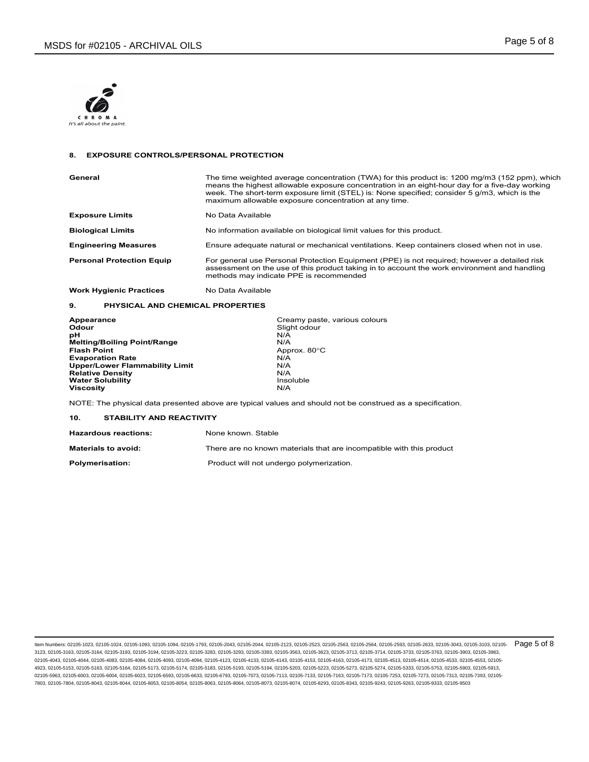## 8. EXPOSURE CONTROLS/PERSONAL PROTECTION

| | |
|---|---|
| **General** | The time weighted average concentration (TWA) for this product is: 1200 mg/m3 (152 ppm), which means the highest allowable exposure concentration in an eight-hour day for a five-day working week. The short-term exposure limit (STEL) is: None specified; consider 5 g/m3, which is the maximum allowable exposure concentration at any time. |
| **Exposure Limits** | No Data Available |
| **Biological Limits** | No information available on biological limit values for this product. |
| **Engineering Measures** | Ensure adequate natural or mechanical ventilations. Keep containers closed when not in use. |
| **Personal Protection Equip** | For general use Personal Protection Equipment (PPE) is not required; however a detailed risk assessment on the use of this product taking in to account the work environment and handling methods may indicate PPE is recommended |
| **Work Hygienic Practices** | No Data Available |

## 9. PHYSICAL AND CHEMICAL PROPERTIES

| | |
|---|---|
| **Appearance** | Creamy paste, various colours |
| **Odour** | Slight odour |
| **pH** | N/A |
| **Melting/Boiling Point/Range** | N/A |
| **Flash Point** | Approx. 80°C |
| **Evaporation Rate** | N/A |
| **Upper/Lower Flammability Limit** | N/A |
| **Relative Density** | N/A |
| **Water Solubility** | Insoluble |
| **Viscosity** | N/A |

NOTE: The physical data presented above are typical values and should not be construed as a specification.

## 10. STABILITY AND REACTIVITY

| | |
|---|---|
| **Hazardous reactions:** | None known. Stable |
| **Materials to avoid:** | There are no known materials that are incompatible with this product |
| **Polymerisation:** | Product will not undergo polymerization. |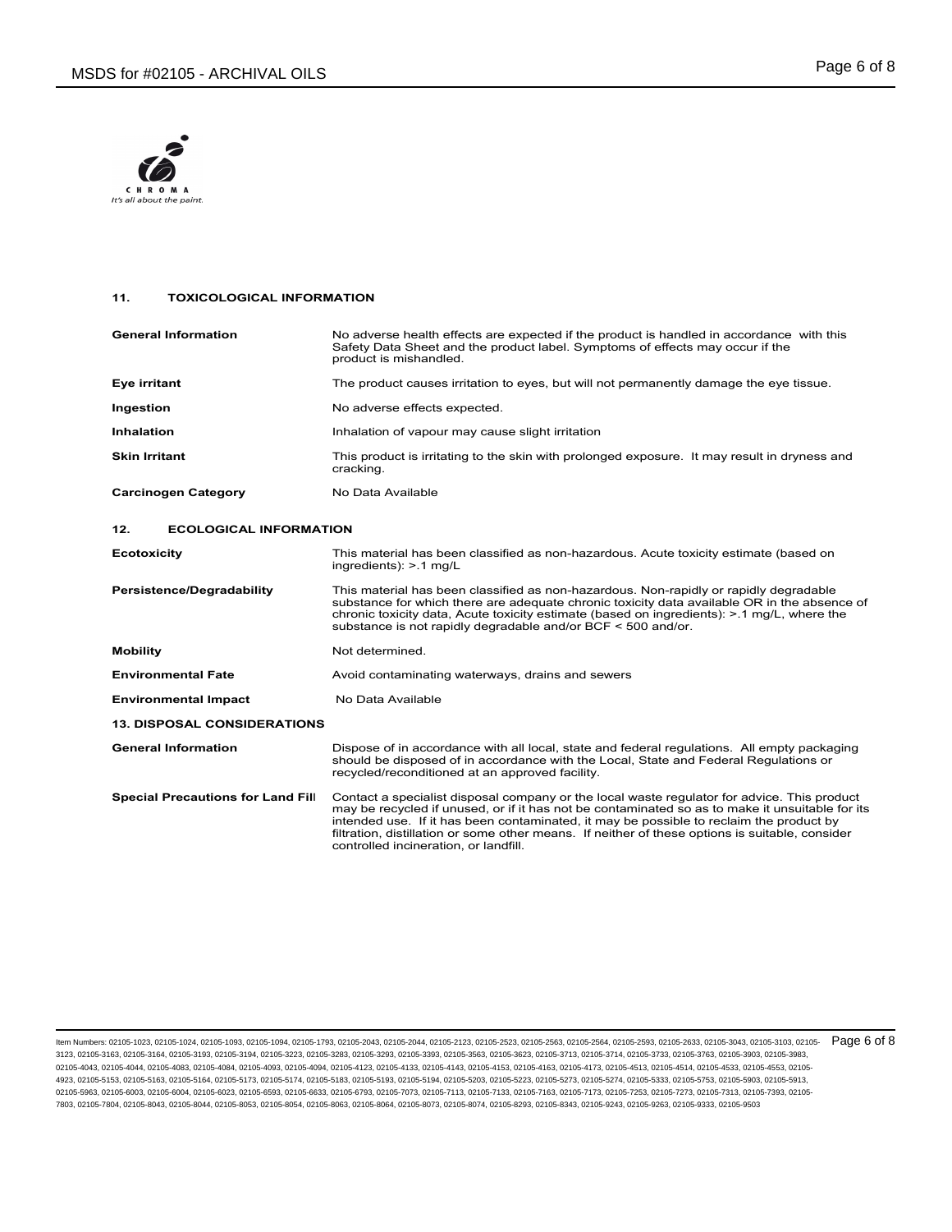## 11. TOXICOLOGICAL INFORMATION

| | |
|---|---|
| **General Information** | No adverse health effects are expected if the product is handled in accordance with this Safety Data Sheet and the product label. Symptoms of effects may occur if the product is mishandled. |
| **Eye irritant** | The product causes irritation to eyes, but will not permanently damage the eye tissue. |
| **Ingestion** | No adverse effects expected. |
| **Inhalation** | Inhalation of vapour may cause slight irritation |
| **Skin Irritant** | This product is irritating to the skin with prolonged exposure. It may result in dryness and cracking. |
| **Carcinogen Category** | No Data Available |

## 12. ECOLOGICAL INFORMATION

| | |
|---|---|
| **Ecotoxicity** | This material has been classified as non-hazardous. Acute toxicity estimate (based on ingredients): >.1 mg/L |
| **Persistence/Degradability** | This material has been classified as non-hazardous. Non-rapidly or rapidly degradable substance for which there are adequate chronic toxicity data available OR in the absence of chronic toxicity data, Acute toxicity estimate (based on ingredients): >.1 mg/L, where the substance is not rapidly degradable and/or BCF < 500 and/or. |
| **Mobility** | Not determined. |
| **Environmental Fate** | Avoid contaminating waterways, drains and sewers |
| **Environmental Impact** | No Data Available |

## 13. DISPOSAL CONSIDERATIONS

| | |
|---|---|
| **General Information** | Dispose of in accordance with all local, state and federal regulations. All empty packaging should be disposed of in accordance with the Local, State and Federal Regulations or recycled/reconditioned at an approved facility. |
| **Special Precautions for Land Fill** | Contact a specialist disposal company or the local waste regulator for advice. This product may be recycled if unused, or if it has not be contaminated so as to make it unsuitable for its intended use. If it has been contaminated, it may be possible to reclaim the product by filtration, distillation or some other means. If neither of these options is suitable, consider controlled incineration, or landfill. |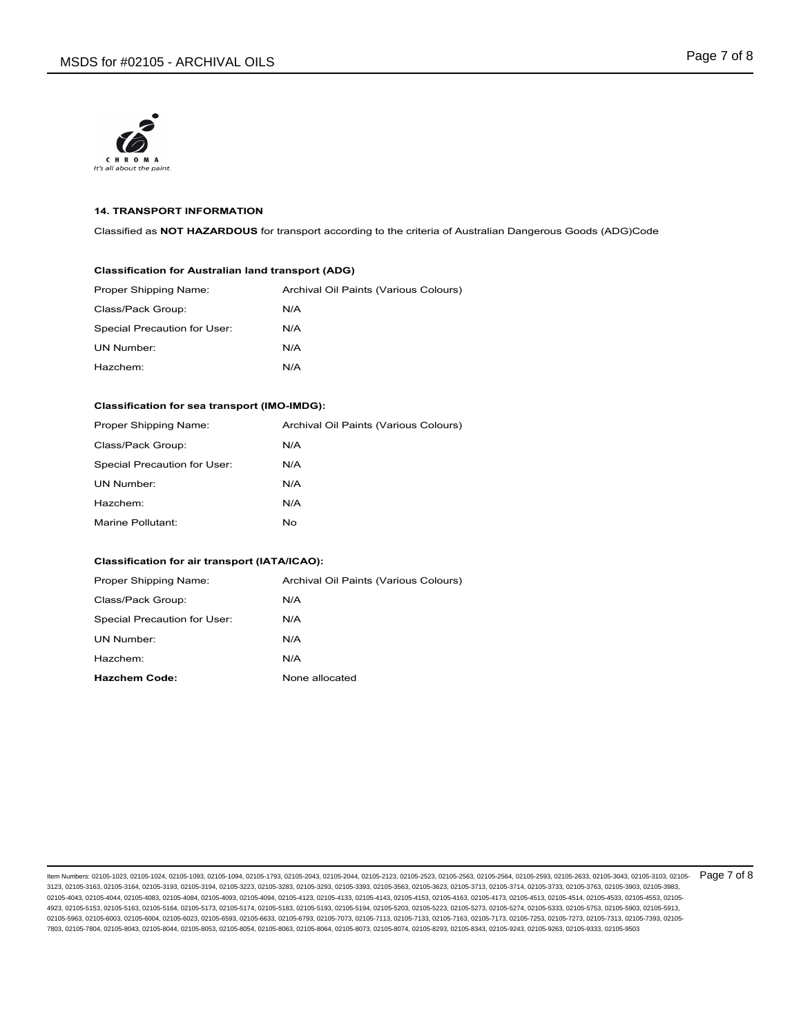## 14. TRANSPORT INFORMATION

Classified as **NOT HAZARDOUS** for transport according to the criteria of Australian Dangerous Goods (ADG)Code

### Classification for Australian land transport (ADG)

| | |
|---|---|
| Proper Shipping Name: | Archival Oil Paints (Various Colours) |
| Class/Pack Group: | N/A |
| Special Precaution for User: | N/A |
| UN Number: | N/A |
| Hazchem: | N/A |

### Classification for sea transport (IMO-IMDG):

| | |
|---|---|
| Proper Shipping Name: | Archival Oil Paints (Various Colours) |
| Class/Pack Group: | N/A |
| Special Precaution for User: | N/A |
| UN Number: | N/A |
| Hazchem: | N/A |
| Marine Pollutant: | No |

### Classification for air transport (IATA/ICAO):

| | |
|---|---|
| Proper Shipping Name: | Archival Oil Paints (Various Colours) |
| Class/Pack Group: | N/A |
| Special Precaution for User: | N/A |
| UN Number: | N/A |
| Hazchem: | N/A |
| **Hazchem Code:** | None allocated |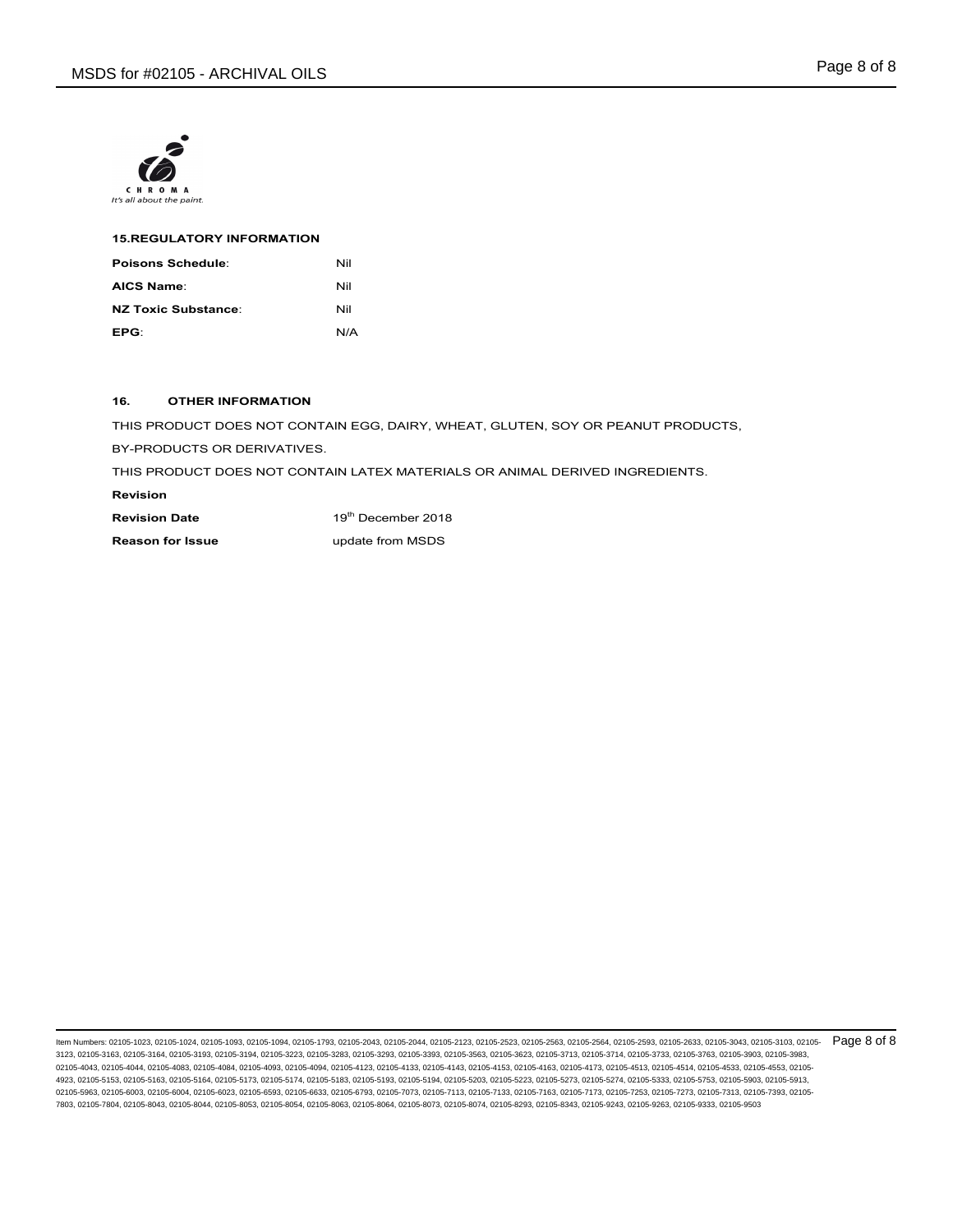## 15. REGULATORY INFORMATION

| | |
|---|---|
| **Poisons Schedule**: | Nil |
| **AICS Name**: | Nil |
| **NZ Toxic Substance**: | Nil |
| **EPG**: | N/A |

## 16. OTHER INFORMATION

THIS PRODUCT DOES NOT CONTAIN EGG, DAIRY, WHEAT, GLUTEN, SOY OR PEANUT PRODUCTS, BY-PRODUCTS OR DERIVATIVES.

THIS PRODUCT DOES NOT CONTAIN LATEX MATERIALS OR ANIMAL DERIVED INGREDIENTS.

**Revision**

| | |
|---|---|
| **Revision Date** | 19th December 2018 |
| **Reason for Issue** | update from MSDS |